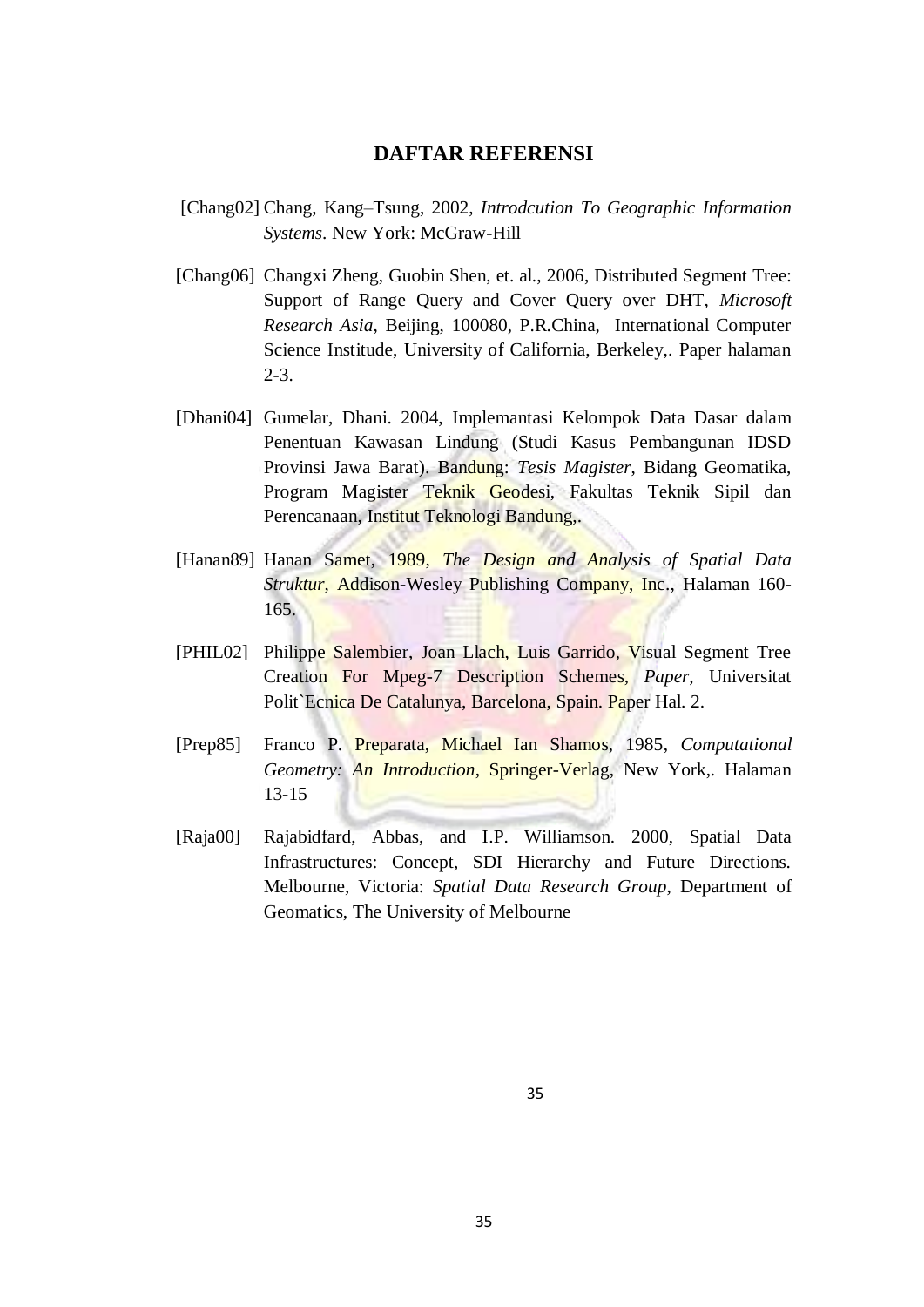# DAFTAR REFERENSI

[Chang02] Chang, Kang–Tsung, 2002, *Introdcution To Geographic Information Systems*. New York: McGraw-Hill

[Chang06] Changxi Zheng, Guobin Shen, et. al., 2006, Distributed Segment Tree: Support of Range Query and Cover Query over DHT, *Microsoft Research Asia*, Beijing, 100080, P.R.China, International Computer Science Institude, University of California, Berkeley,. Paper halaman 2-3.

[Dhani04] Gumelar, Dhani. 2004, Implemantasi Kelompok Data Dasar dalam Penentuan Kawasan Lindung (Studi Kasus Pembangunan IDSD Provinsi Jawa Barat). Bandung: *Tesis Magister*, Bidang Geomatika, Program Magister Teknik Geodesi, Fakultas Teknik Sipil dan Perencanaan, Institut Teknologi Bandung,.

[Hanan89] Hanan Samet, 1989, *The Design and Analysis of Spatial Data Struktur*, Addison-Wesley Publishing Company, Inc., Halaman 160-165.

[PHIL02] Philippe Salembier, Joan Llach, Luis Garrido, Visual Segment Tree Creation For Mpeg-7 Description Schemes, *Paper*, Universitat Polit`Ecnica De Catalunya, Barcelona, Spain. Paper Hal. 2.

[Prep85] Franco P. Preparata, Michael Ian Shamos, 1985, *Computational Geometry: An Introduction*, Springer-Verlag, New York,. Halaman 13-15

[Raja00] Rajabidfard, Abbas, and I.P. Williamson. 2000, Spatial Data Infrastructures: Concept, SDI Hierarchy and Future Directions. Melbourne, Victoria: *Spatial Data Research Group*, Department of Geomatics, The University of Melbourne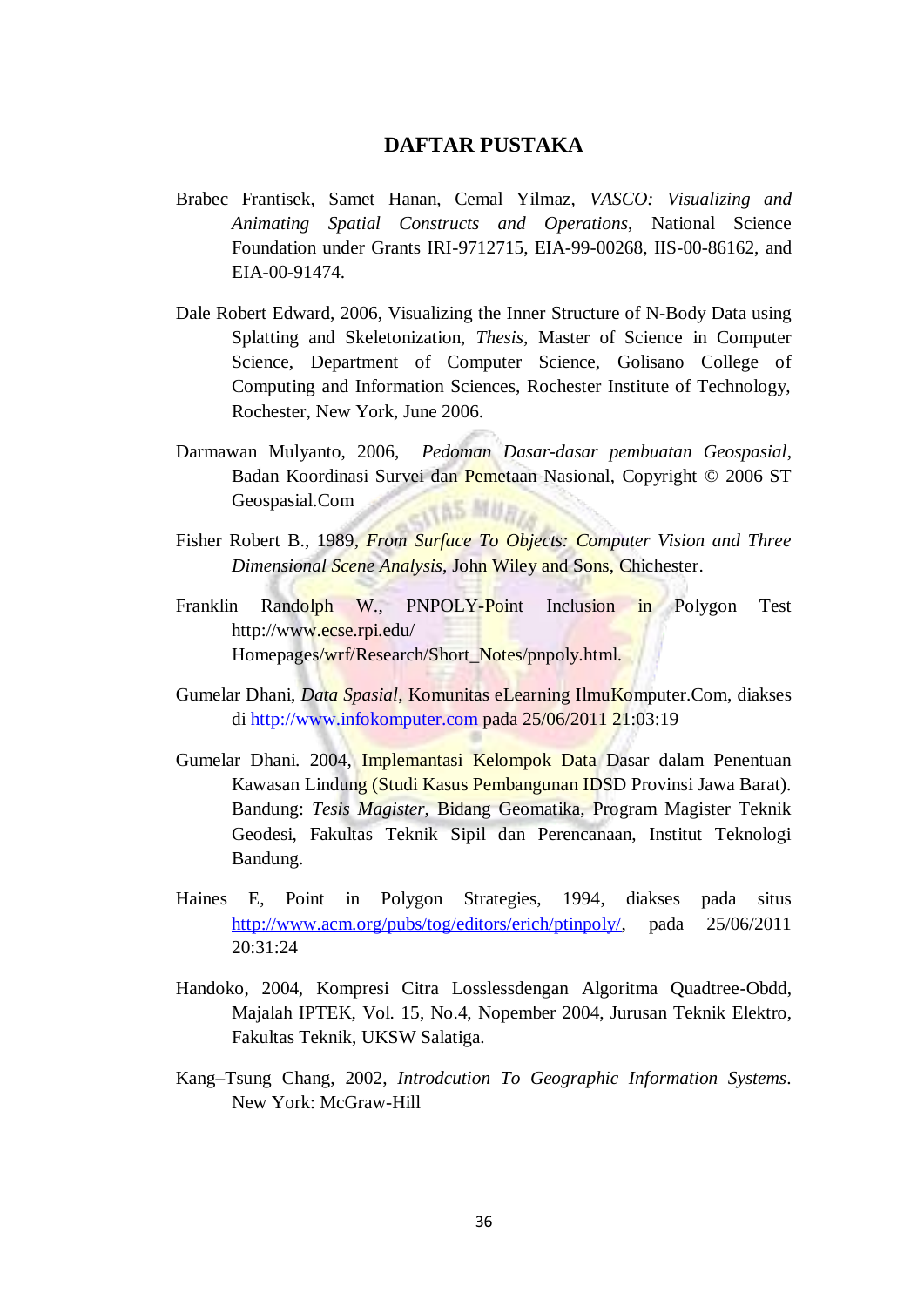# DAFTAR PUSTAKA

Brabec Frantisek, Samet Hanan, Cemal Yilmaz, *VASCO: Visualizing and Animating Spatial Constructs and Operations*, National Science Foundation under Grants IRI-9712715, EIA-99-00268, IIS-00-86162, and EIA-00-91474.

Dale Robert Edward, 2006, Visualizing the Inner Structure of N-Body Data using Splatting and Skeletonization, *Thesis*, Master of Science in Computer Science, Department of Computer Science, Golisano College of Computing and Information Sciences, Rochester Institute of Technology, Rochester, New York, June 2006.

Darmawan Mulyanto, 2006, *Pedoman Dasar-dasar pembuatan Geospasial*, Badan Koordinasi Survei dan Pemetaan Nasional, Copyright © 2006 ST Geospasial.Com

Fisher Robert B., 1989, *From Surface To Objects: Computer Vision and Three Dimensional Scene Analysis*, John Wiley and Sons, Chichester.

Franklin Randolph W., PNPOLY-Point Inclusion in Polygon Test http://www.ecse.rpi.edu/ Homepages/wrf/Research/Short_Notes/pnpoly.html.

Gumelar Dhani, *Data Spasial*, Komunitas eLearning IlmuKomputer.Com, diakses di http://www.infokomputer.com pada 25/06/2011 21:03:19

Gumelar Dhani. 2004, Implemantasi Kelompok Data Dasar dalam Penentuan Kawasan Lindung (Studi Kasus Pembangunan IDSD Provinsi Jawa Barat). Bandung: *Tesis Magister*, Bidang Geomatika, Program Magister Teknik Geodesi, Fakultas Teknik Sipil dan Perencanaan, Institut Teknologi Bandung.

Haines E, Point in Polygon Strategies, 1994, diakses pada situs http://www.acm.org/pubs/tog/editors/erich/ptinpoly/, pada 25/06/2011 20:31:24

Handoko, 2004, Kompresi Citra Losslessdengan Algoritma Quadtree-Obdd, Majalah IPTEK, Vol. 15, No.4, Nopember 2004, Jurusan Teknik Elektro, Fakultas Teknik, UKSW Salatiga.

Kang–Tsung Chang, 2002, *Introdcution To Geographic Information Systems*. New York: McGraw-Hill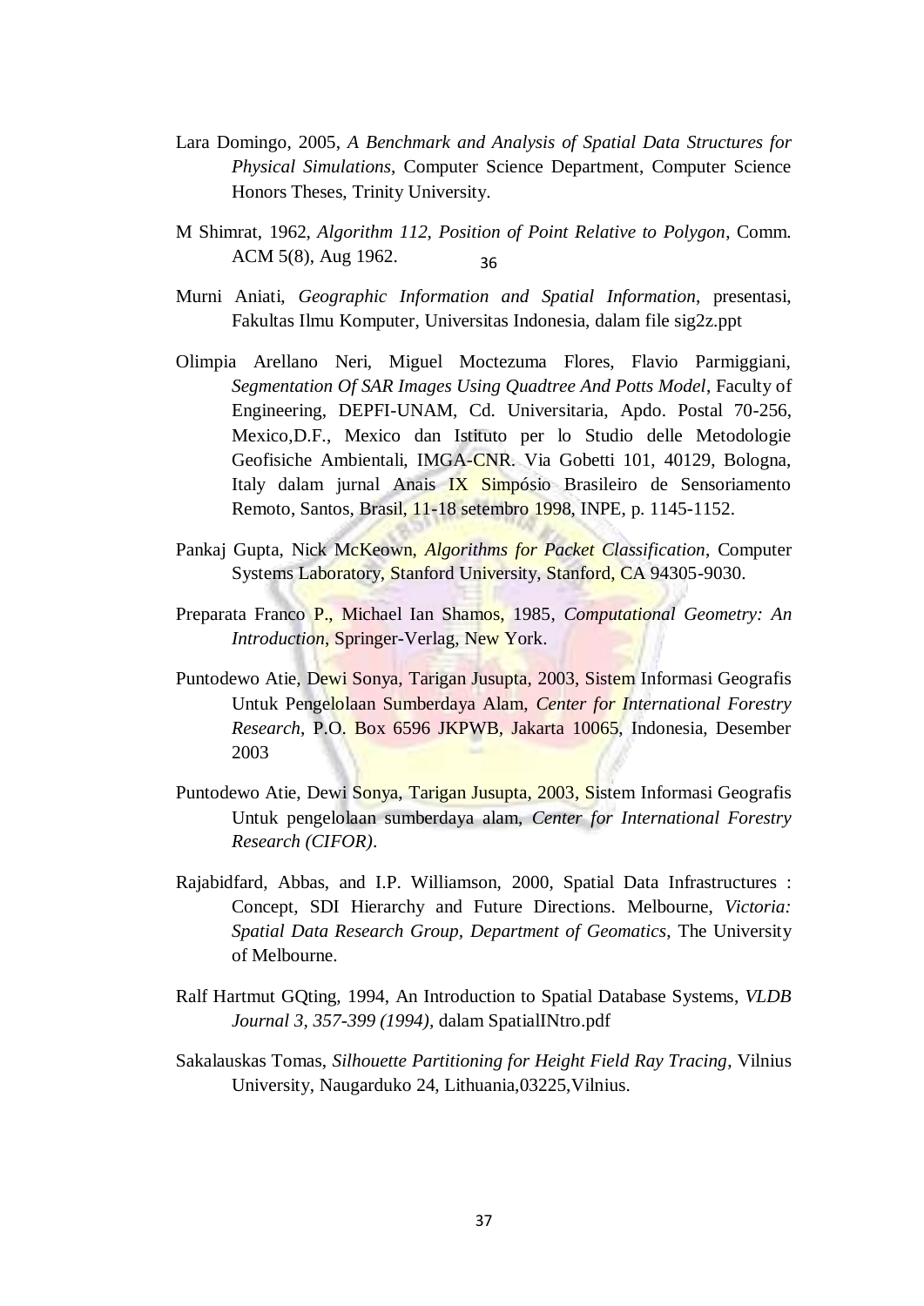Lara Domingo, 2005, *A Benchmark and Analysis of Spatial Data Structures for Physical Simulations*, Computer Science Department, Computer Science Honors Theses, Trinity University.

M Shimrat, 1962, *Algorithm 112, Position of Point Relative to Polygon*, Comm. ACM 5(8), Aug 1962.

Murni Aniati, *Geographic Information and Spatial Information*, presentasi, Fakultas Ilmu Komputer, Universitas Indonesia, dalam file sig2z.ppt

Olimpia Arellano Neri, Miguel Moctezuma Flores, Flavio Parmiggiani, *Segmentation Of SAR Images Using Quadtree And Potts Model*, Faculty of Engineering, DEPFI-UNAM, Cd. Universitaria, Apdo. Postal 70-256, Mexico,D.F., Mexico dan Istituto per lo Studio delle Metodologie Geofisiche Ambientali, IMGA-CNR. Via Gobetti 101, 40129, Bologna, Italy dalam jurnal Anais IX Simpósio Brasileiro de Sensoriamento Remoto, Santos, Brasil, 11-18 setembro 1998, INPE, p. 1145-1152.

Pankaj Gupta, Nick McKeown, *Algorithms for Packet Classification*, Computer Systems Laboratory, Stanford University, Stanford, CA 94305-9030.

Preparata Franco P., Michael Ian Shamos, 1985, *Computational Geometry: An Introduction*, Springer-Verlag, New York.

Puntodewo Atie, Dewi Sonya, Tarigan Jusupta, 2003, Sistem Informasi Geografis Untuk Pengelolaan Sumberdaya Alam, *Center for International Forestry Research*, P.O. Box 6596 JKPWB, Jakarta 10065, Indonesia, Desember 2003

Puntodewo Atie, Dewi Sonya, Tarigan Jusupta, 2003, Sistem Informasi Geografis Untuk pengelolaan sumberdaya alam, *Center for International Forestry Research (CIFOR)*.

Rajabidfard, Abbas, and I.P. Williamson, 2000, Spatial Data Infrastructures : Concept, SDI Hierarchy and Future Directions. Melbourne, *Victoria: Spatial Data Research Group, Department of Geomatics*, The University of Melbourne.

Ralf Hartmut GQting, 1994, An Introduction to Spatial Database Systems, *VLDB Journal 3, 357-399 (1994)*, dalam SpatialINtro.pdf

Sakalauskas Tomas, *Silhouette Partitioning for Height Field Ray Tracing*, Vilnius University, Naugarduko 24, Lithuania,03225,Vilnius.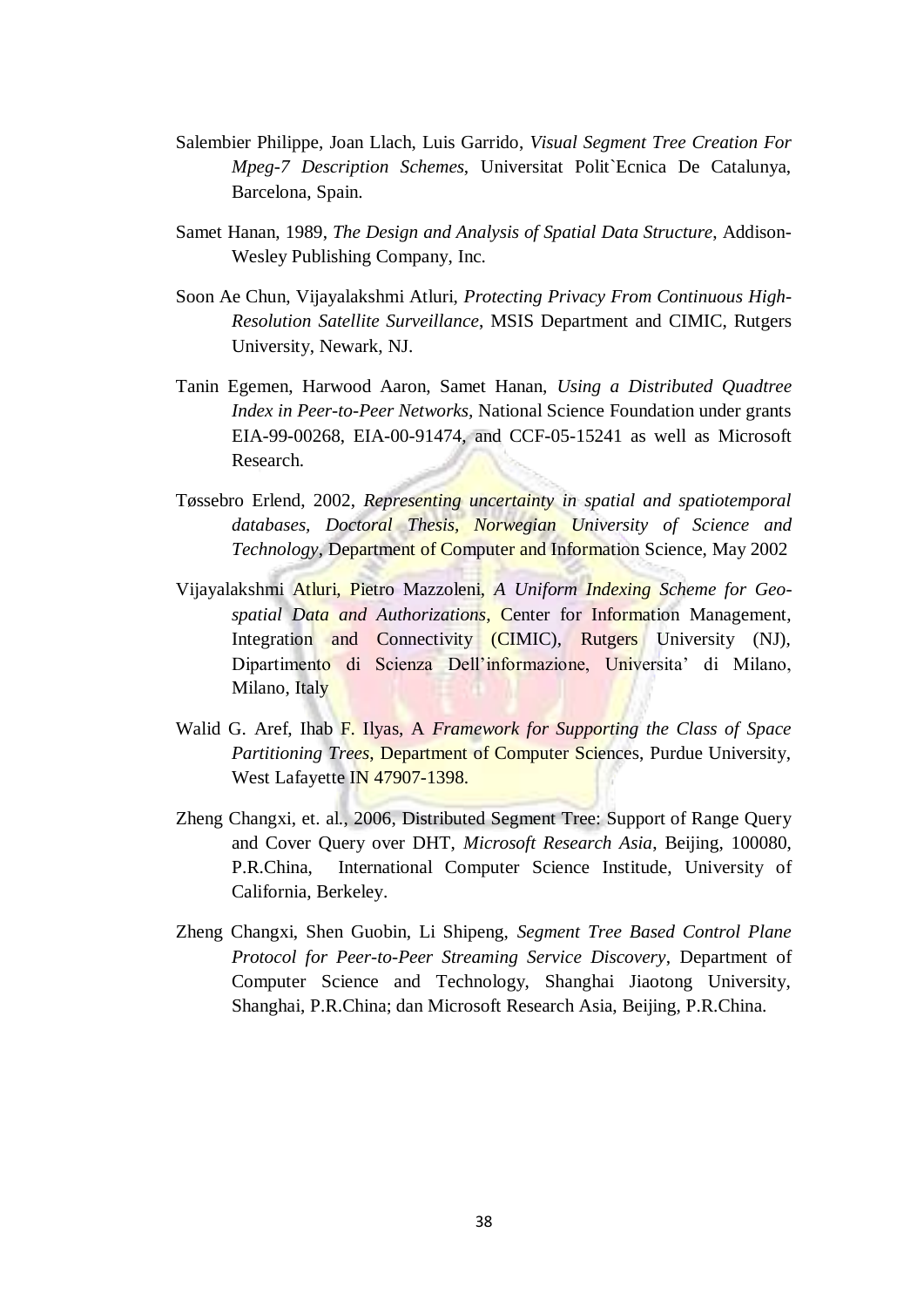Salembier Philippe, Joan Llach, Luis Garrido, *Visual Segment Tree Creation For Mpeg-7 Description Schemes*, Universitat Polit`Ecnica De Catalunya, Barcelona, Spain.

Samet Hanan, 1989, *The Design and Analysis of Spatial Data Structure*, Addison-Wesley Publishing Company, Inc.

Soon Ae Chun, Vijayalakshmi Atluri, *Protecting Privacy From Continuous High-Resolution Satellite Surveillance*, MSIS Department and CIMIC, Rutgers University, Newark, NJ.

Tanin Egemen, Harwood Aaron, Samet Hanan, *Using a Distributed Quadtree Index in Peer-to-Peer Networks,* National Science Foundation under grants EIA-99-00268, EIA-00-91474, and CCF-05-15241 as well as Microsoft Research.

Tøssebro Erlend, 2002, *Representing uncertainty in spatial and spatiotemporal databases, Doctoral Thesis, Norwegian University of Science and Technology*, Department of Computer and Information Science, May 2002

Vijayalakshmi Atluri, Pietro Mazzoleni, *A Uniform Indexing Scheme for Geo-spatial Data and Authorizations*, Center for Information Management, Integration and Connectivity (CIMIC), Rutgers University (NJ), Dipartimento di Scienza Dell'informazione, Universita' di Milano, Milano, Italy

Walid G. Aref, Ihab F. Ilyas, A *Framework for Supporting the Class of Space Partitioning Trees,* Department of Computer Sciences, Purdue University, West Lafayette IN 47907-1398.

Zheng Changxi, et. al., 2006, Distributed Segment Tree: Support of Range Query and Cover Query over DHT, *Microsoft Research Asia*, Beijing, 100080, P.R.China, International Computer Science Institute, University of California, Berkeley.

Zheng Changxi, Shen Guobin, Li Shipeng, *Segment Tree Based Control Plane Protocol for Peer-to-Peer Streaming Service Discovery*, Department of Computer Science and Technology, Shanghai Jiaotong University, Shanghai, P.R.China; dan Microsoft Research Asia, Beijing, P.R.China.